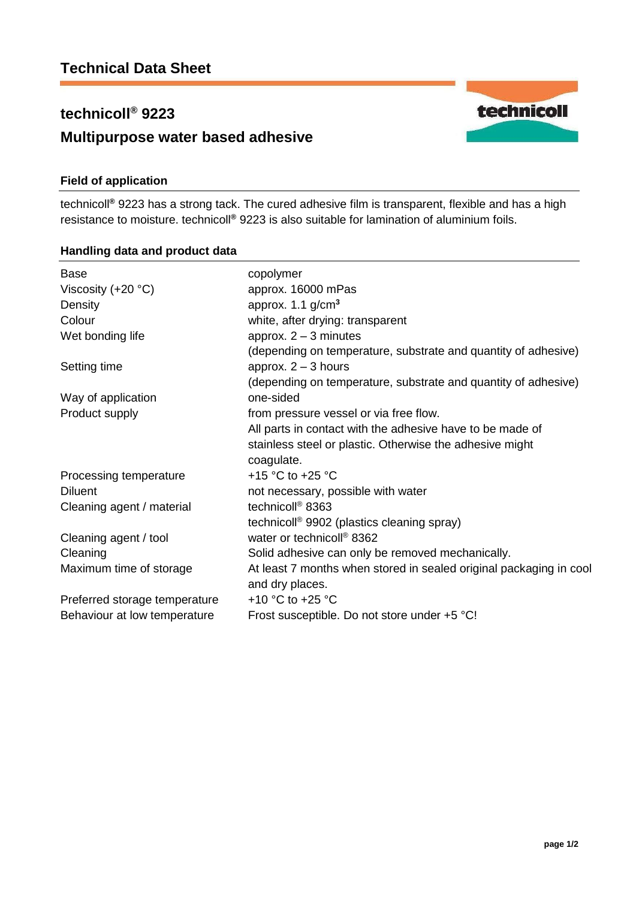# Technical Data Sheet

## technicoll® 9223

## Multipurpose water based adhesive

### Field of application

technicoll® 9223 has a strong tack. The cured adhesive film is transparent, flexible and has a high resistance to moisture. technicoll® 9223 is also suitable for lamination of aluminium foils.

### Handling data and product data

| | |
|---|---|
| Base | copolymer |
| Viscosity (+20 °C) | approx. 16000 mPas |
| Density | approx. 1.1 g/cm³ |
| Colour | white, after drying: transparent |
| Wet bonding life | approx. 2 – 3 minutes (depending on temperature, substrate and quantity of adhesive) |
| Setting time | approx. 2 – 3 hours (depending on temperature, substrate and quantity of adhesive) |
| Way of application | one-sided |
| Product supply | from pressure vessel or via free flow. All parts in contact with the adhesive have to be made of stainless steel or plastic. Otherwise the adhesive might coagulate. |
| Processing temperature | +15 °C to +25 °C |
| Diluent | not necessary, possible with water |
| Cleaning agent / material | technicoll® 8363<br>technicoll® 9902 (plastics cleaning spray) |
| Cleaning agent / tool | water or technicoll® 8362 |
| Cleaning | Solid adhesive can only be removed mechanically. |
| Maximum time of storage | At least 7 months when stored in sealed original packaging in cool and dry places. |
| Preferred storage temperature | +10 °C to +25 °C |
| Behaviour at low temperature | Frost susceptible. Do not store under +5 °C! |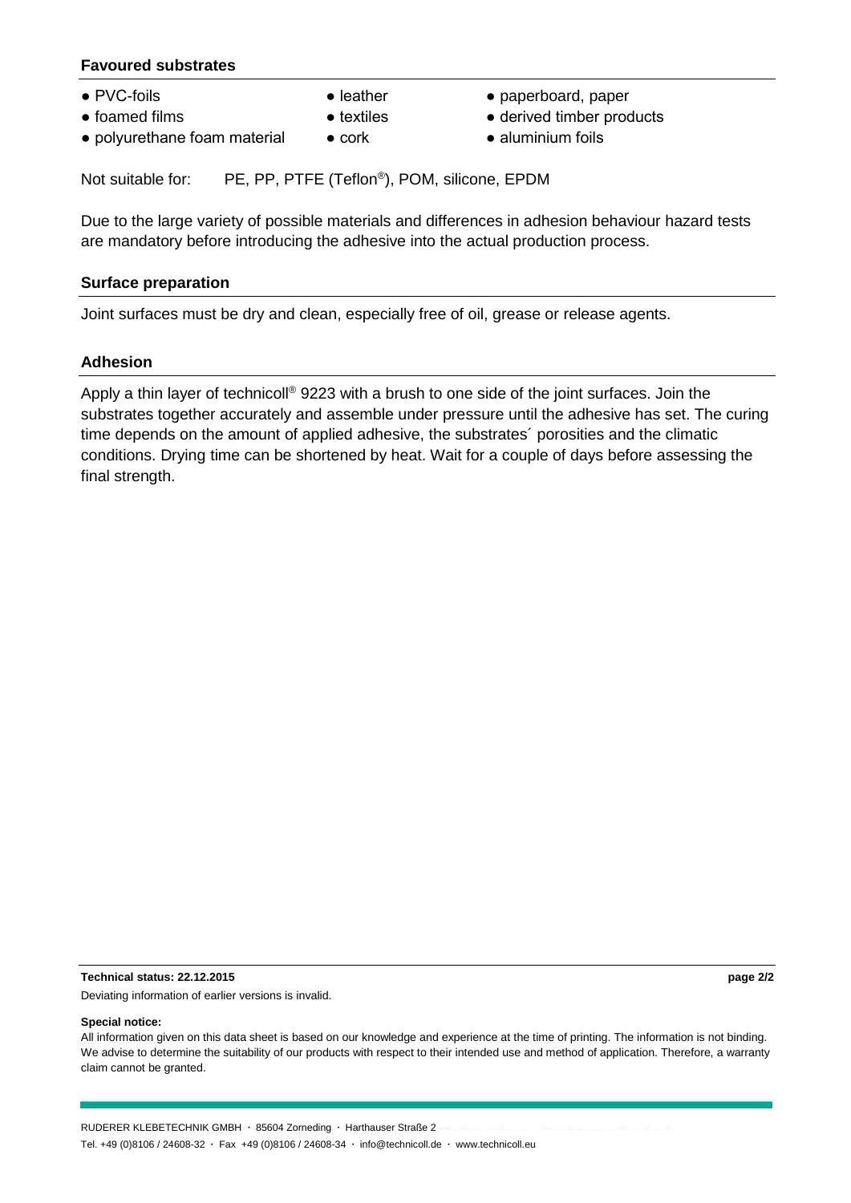## Favoured substrates

- PVC-foils
- foamed films
- polyurethane foam material
- leather
- textiles
- cork
- paperboard, paper
- derived timber products
- aluminium foils

Not suitable for: PE, PP, PTFE (Teflon®), POM, silicone, EPDM

Due to the large variety of possible materials and differences in adhesion behaviour hazard tests are mandatory before introducing the adhesive into the actual production process.

## Surface preparation

Joint surfaces must be dry and clean, especially free of oil, grease or release agents.

## Adhesion

Apply a thin layer of technicoll® 9223 with a brush to one side of the joint surfaces. Join the substrates together accurately and assemble under pressure until the adhesive has set. The curing time depends on the amount of applied adhesive, the substrates´ porosities and the climatic conditions. Drying time can be shortened by heat. Wait for a couple of days before assessing the final strength.

**Technical status: 22.12.2015**

Deviating information of earlier versions is invalid.

**Special notice:**

All information given on this data sheet is based on our knowledge and experience at the time of printing. The information is not binding. We advise to determine the suitability of our products with respect to their intended use and method of application. Therefore, a warranty claim cannot be granted.

RUDERER KLEBETECHNIK GMBH · 85604 Zorneding · Harthauser Straße 2

Tel. +49 (0)8106 / 24608-32 · Fax +49 (0)8106 / 24608-34 · info@technicoll.de · www.technicoll.eu